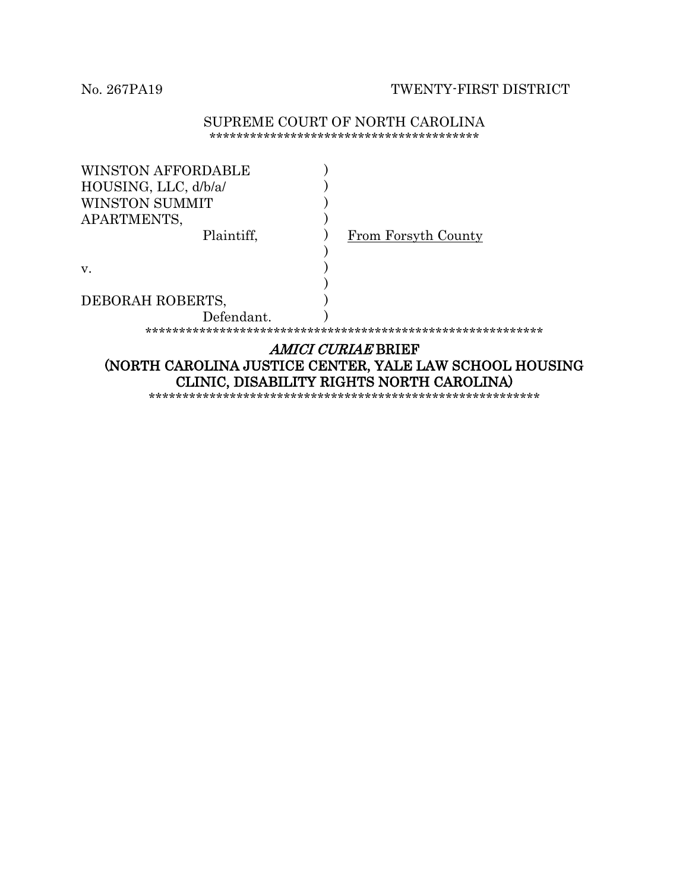No. 267PA19 TWENTY-FIRST DISTRICT

SUPREME COURT OF NORTH CAROLINA

****************************************

| | | |
|---|---|---|
| WINSTON AFFORDABLE HOUSING, LLC, d/b/a/ WINSTON SUMMIT APARTMENTS, Plaintiff, | ) | From Forsyth County |
| v. | ) | |
| DEBORAH ROBERTS, Defendant. | ) | |

************************************************************

## *AMICI CURIAE* BRIEF

## (NORTH CAROLINA JUSTICE CENTER, YALE LAW SCHOOL HOUSING CLINIC, DISABILITY RIGHTS NORTH CAROLINA)

************************************************************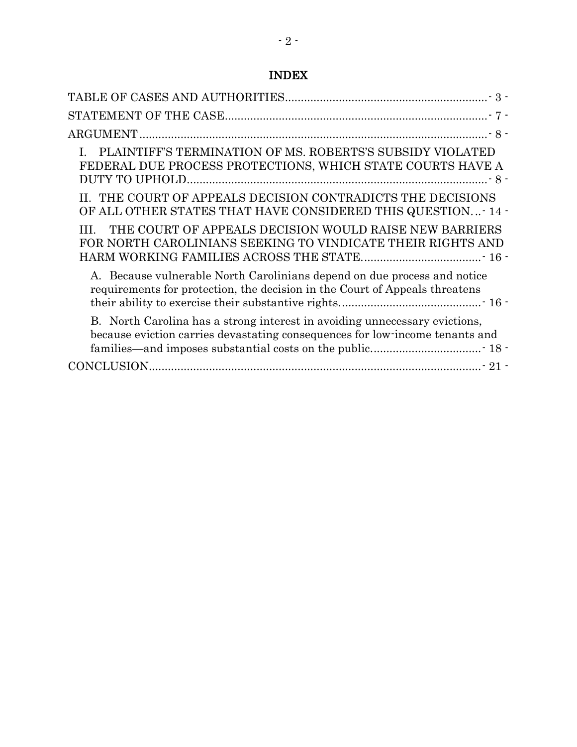# INDEX

TABLE OF CASES AND AUTHORITIES ........ - 3 -

STATEMENT OF THE CASE ........ - 7 -

ARGUMENT ........ - 8 -

I. PLAINTIFF'S TERMINATION OF MS. ROBERTS'S SUBSIDY VIOLATED FEDERAL DUE PROCESS PROTECTIONS, WHICH STATE COURTS HAVE A DUTY TO UPHOLD ........ - 8 -

II. THE COURT OF APPEALS DECISION CONTRADICTS THE DECISIONS OF ALL OTHER STATES THAT HAVE CONSIDERED THIS QUESTION ... - 14 -

III. THE COURT OF APPEALS DECISION WOULD RAISE NEW BARRIERS FOR NORTH CAROLINIANS SEEKING TO VINDICATE THEIR RIGHTS AND HARM WORKING FAMILIES ACROSS THE STATE ........ - 16 -

A. Because vulnerable North Carolinians depend on due process and notice requirements for protection, the decision in the Court of Appeals threatens their ability to exercise their substantive rights ........ - 16 -

B. North Carolina has a strong interest in avoiding unnecessary evictions, because eviction carries devastating consequences for low-income tenants and families—and imposes substantial costs on the public ........ - 18 -

CONCLUSION ........ - 21 -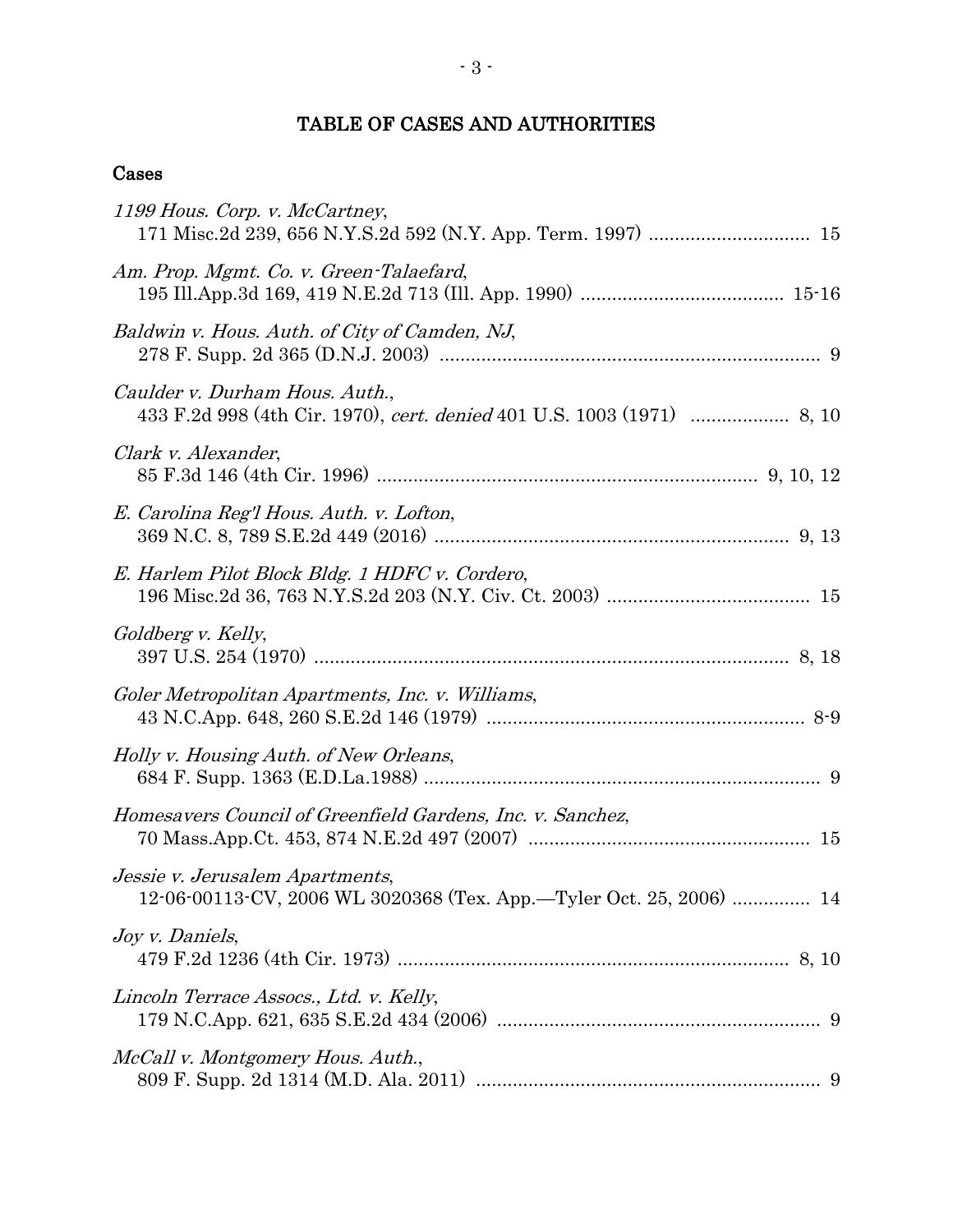# TABLE OF CASES AND AUTHORITIES

## Cases

*1199 Hous. Corp. v. McCartney*,
171 Misc.2d 239, 656 N.Y.S.2d 592 (N.Y. App. Term. 1997) .............................. 15

*Am. Prop. Mgmt. Co. v. Green-Talaefard*,
195 Ill.App.3d 169, 419 N.E.2d 713 (Ill. App. 1990) ...................................... 15-16

*Baldwin v. Hous. Auth. of City of Camden, NJ*,
278 F. Supp. 2d 365 (D.N.J. 2003) ........................................................................ 9

*Caulder v. Durham Hous. Auth.*,
433 F.2d 998 (4th Cir. 1970), *cert. denied* 401 U.S. 1003 (1971) .................. 8, 10

*Clark v. Alexander*,
85 F.3d 146 (4th Cir. 1996) ....................................................................... 9, 10, 12

*E. Carolina Reg'l Hous. Auth. v. Lofton*,
369 N.C. 8, 789 S.E.2d 449 (2016) .................................................................... 9, 13

*E. Harlem Pilot Block Bldg. 1 HDFC v. Cordero*,
196 Misc.2d 36, 763 N.Y.S.2d 203 (N.Y. Civ. Ct. 2003) ...................................... 15

*Goldberg v. Kelly*,
397 U.S. 254 (1970) .......................................................................................... 8, 18

*Goler Metropolitan Apartments, Inc. v. Williams*,
43 N.C.App. 648, 260 S.E.2d 146 (1979) ............................................................ 8-9

*Holly v. Housing Auth. of New Orleans*,
684 F. Supp. 1363 (E.D.La.1988) ........................................................................... 9

*Homesavers Council of Greenfield Gardens, Inc. v. Sanchez*,
70 Mass.App.Ct. 453, 874 N.E.2d 497 (2007) ..................................................... 15

*Jessie v. Jerusalem Apartments*,
12-06-00113-CV, 2006 WL 3020368 (Tex. App.—Tyler Oct. 25, 2006) .............. 14

*Joy v. Daniels*,
479 F.2d 1236 (4th Cir. 1973) .......................................................................... 8, 10

*Lincoln Terrace Assocs., Ltd. v. Kelly*,
179 N.C.App. 621, 635 S.E.2d 434 (2006) ............................................................. 9

*McCall v. Montgomery Hous. Auth.*,
809 F. Supp. 2d 1314 (M.D. Ala. 2011) ................................................................. 9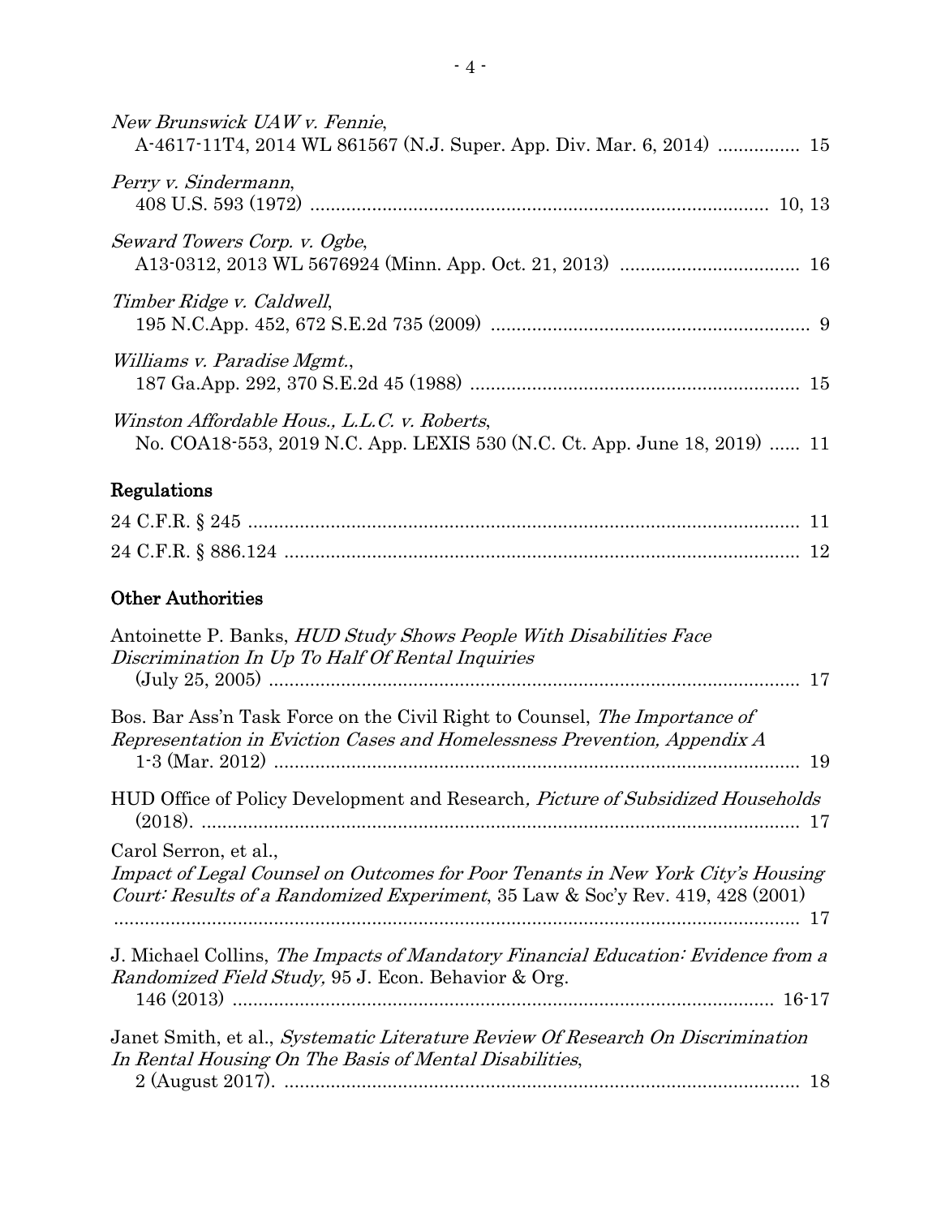*New Brunswick UAW v. Fennie*,
A-4617-11T4, 2014 WL 861567 (N.J. Super. App. Div. Mar. 6, 2014) ................ 15

*Perry v. Sindermann*,
408 U.S. 593 (1972) ........................................................................................ 10, 13

*Seward Towers Corp. v. Ogbe*,
A13-0312, 2013 WL 5676924 (Minn. App. Oct. 21, 2013) .................................. 16

*Timber Ridge v. Caldwell*,
195 N.C.App. 452, 672 S.E.2d 735 (2009) ............................................................. 9

*Williams v. Paradise Mgmt.*,
187 Ga.App. 292, 370 S.E.2d 45 (1988) ............................................................... 15

*Winston Affordable Hous., L.L.C. v. Roberts*,
No. COA18-553, 2019 N.C. App. LEXIS 530 (N.C. Ct. App. June 18, 2019) ...... 11

## Regulations

24 C.F.R. § 245 ........................................................................................................ 11

24 C.F.R. § 886.124 .................................................................................................. 12

## Other Authorities

Antoinette P. Banks, *HUD Study Shows People With Disabilities Face Discrimination In Up To Half Of Rental Inquiries*
(July 25, 2005) ........................................................................................................ 17

Bos. Bar Ass'n Task Force on the Civil Right to Counsel, *The Importance of Representation in Eviction Cases and Homelessness Prevention, Appendix A*
1-3 (Mar. 2012) ....................................................................................................... 19

HUD Office of Policy Development and Research*, Picture of Subsidized Households*
(2018). ..................................................................................................................... 17

Carol Serron, et al.,
*Impact of Legal Counsel on Outcomes for Poor Tenants in New York City's Housing Court: Results of a Randomized Experiment*, 35 Law & Soc'y Rev. 419, 428 (2001)
.................................................................................................................................. 17

J. Michael Collins, *The Impacts of Mandatory Financial Education: Evidence from a Randomized Field Study,* 95 J. Econ. Behavior & Org.
146 (2013) ........................................................................................................... 16-17

Janet Smith, et al., *Systematic Literature Review Of Research On Discrimination In Rental Housing On The Basis of Mental Disabilities*,
2 (August 2017). ..................................................................................................... 18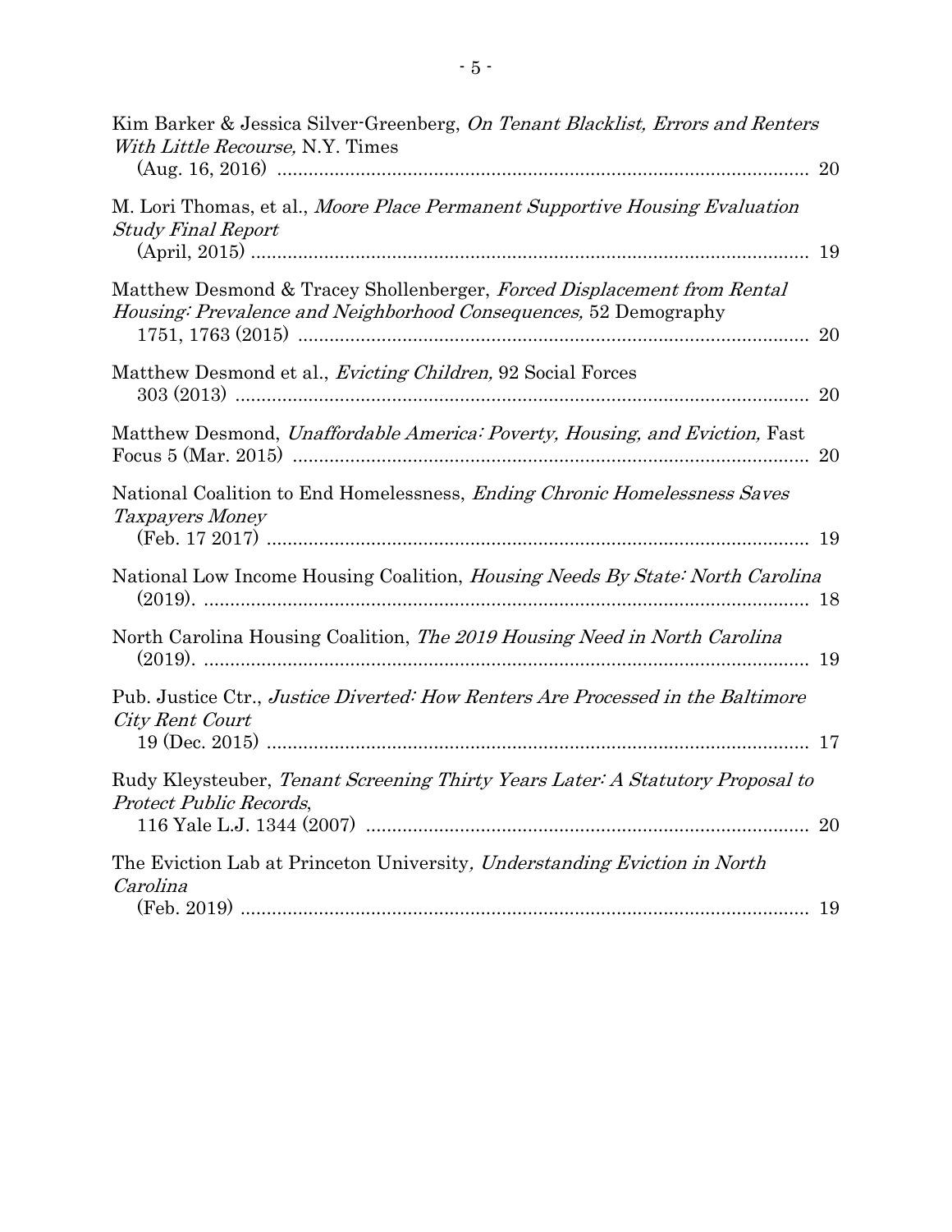Kim Barker & Jessica Silver-Greenberg, *On Tenant Blacklist, Errors and Renters With Little Recourse,* N.Y. Times (Aug. 16, 2016) ...................................................................................................... 20

M. Lori Thomas, et al., *Moore Place Permanent Supportive Housing Evaluation Study Final Report* (April, 2015) ........................................................................................................... 19

Matthew Desmond & Tracey Shollenberger, *Forced Displacement from Rental Housing: Prevalence and Neighborhood Consequences,* 52 Demography 1751, 1763 (2015) ................................................................................................. 20

Matthew Desmond et al., *Evicting Children,* 92 Social Forces 303 (2013) .............................................................................................................. 20

Matthew Desmond, *Unaffordable America: Poverty, Housing, and Eviction,* Fast Focus 5 (Mar. 2015) ................................................................................................... 20

National Coalition to End Homelessness, *Ending Chronic Homelessness Saves Taxpayers Money* (Feb. 17 2017) ........................................................................................................ 19

National Low Income Housing Coalition, *Housing Needs By State: North Carolina* (2019). .................................................................................................................... 18

North Carolina Housing Coalition, *The 2019 Housing Need in North Carolina* (2019). .................................................................................................................... 19

Pub. Justice Ctr., *Justice Diverted: How Renters Are Processed in the Baltimore City Rent Court* 19 (Dec. 2015) ........................................................................................................ 17

Rudy Kleysteuber, *Tenant Screening Thirty Years Later: A Statutory Proposal to Protect Public Records*, 116 Yale L.J. 1344 (2007) .................................................................................... 20

The Eviction Lab at Princeton University*, Understanding Eviction in North Carolina* (Feb. 2019) ............................................................................................................ 19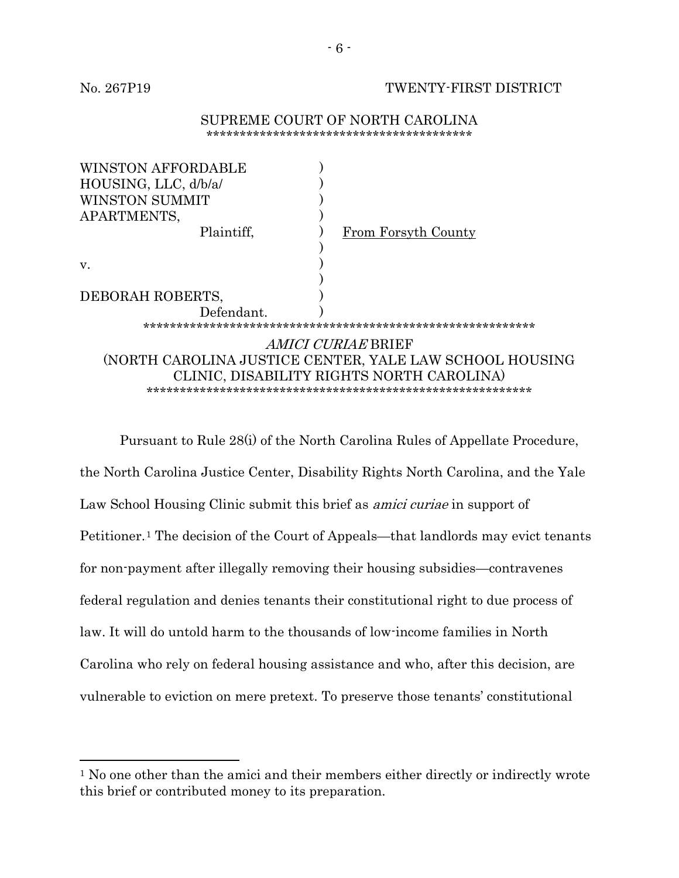No. 267P19 TWENTY-FIRST DISTRICT

SUPREME COURT OF NORTH CAROLINA

***************************************

| | | |
|---|---|---|
| WINSTON AFFORDABLE HOUSING, LLC, d/b/a/ WINSTON SUMMIT APARTMENTS, | ) | |
| Plaintiff, | ) | From Forsyth County |
| v. | ) | |
| DEBORAH ROBERTS, | ) | |
| Defendant. | ) | |

***********************************************************

*AMICI CURIAE* BRIEF
(NORTH CAROLINA JUSTICE CENTER, YALE LAW SCHOOL HOUSING CLINIC, DISABILITY RIGHTS NORTH CAROLINA)

***********************************************************

Pursuant to Rule 28(i) of the North Carolina Rules of Appellate Procedure, the North Carolina Justice Center, Disability Rights North Carolina, and the Yale Law School Housing Clinic submit this brief as *amici curiae* in support of Petitioner.[1] The decision of the Court of Appeals—that landlords may evict tenants for non-payment after illegally removing their housing subsidies—contravenes federal regulation and denies tenants their constitutional right to due process of law. It will do untold harm to the thousands of low-income families in North Carolina who rely on federal housing assistance and who, after this decision, are vulnerable to eviction on mere pretext. To preserve those tenants' constitutional

[1] No one other than the amici and their members either directly or indirectly wrote this brief or contributed money to its preparation.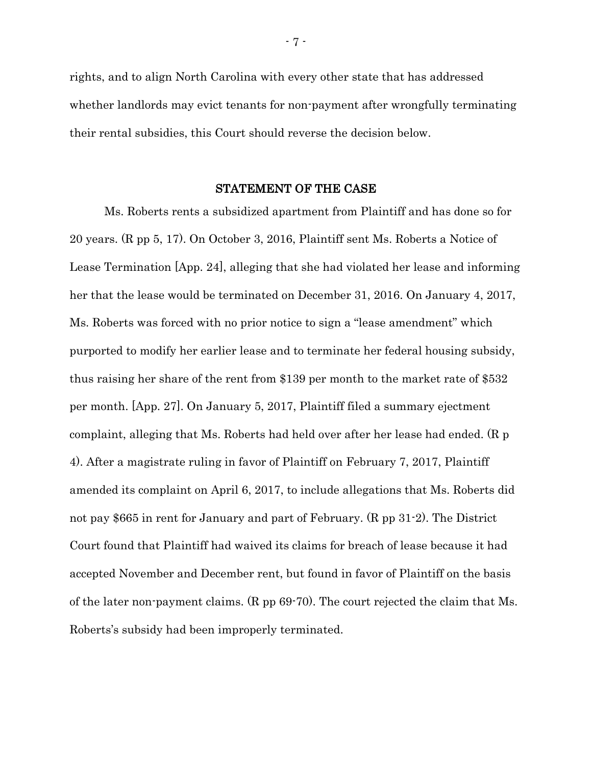rights, and to align North Carolina with every other state that has addressed whether landlords may evict tenants for non-payment after wrongfully terminating their rental subsidies, this Court should reverse the decision below.

## STATEMENT OF THE CASE

Ms. Roberts rents a subsidized apartment from Plaintiff and has done so for 20 years. (R pp 5, 17). On October 3, 2016, Plaintiff sent Ms. Roberts a Notice of Lease Termination [App. 24], alleging that she had violated her lease and informing her that the lease would be terminated on December 31, 2016. On January 4, 2017, Ms. Roberts was forced with no prior notice to sign a "lease amendment" which purported to modify her earlier lease and to terminate her federal housing subsidy, thus raising her share of the rent from $139 per month to the market rate of $532 per month. [App. 27]. On January 5, 2017, Plaintiff filed a summary ejectment complaint, alleging that Ms. Roberts had held over after her lease had ended. (R p 4). After a magistrate ruling in favor of Plaintiff on February 7, 2017, Plaintiff amended its complaint on April 6, 2017, to include allegations that Ms. Roberts did not pay $665 in rent for January and part of February. (R pp 31-2). The District Court found that Plaintiff had waived its claims for breach of lease because it had accepted November and December rent, but found in favor of Plaintiff on the basis of the later non-payment claims. (R pp 69-70). The court rejected the claim that Ms. Roberts's subsidy had been improperly terminated.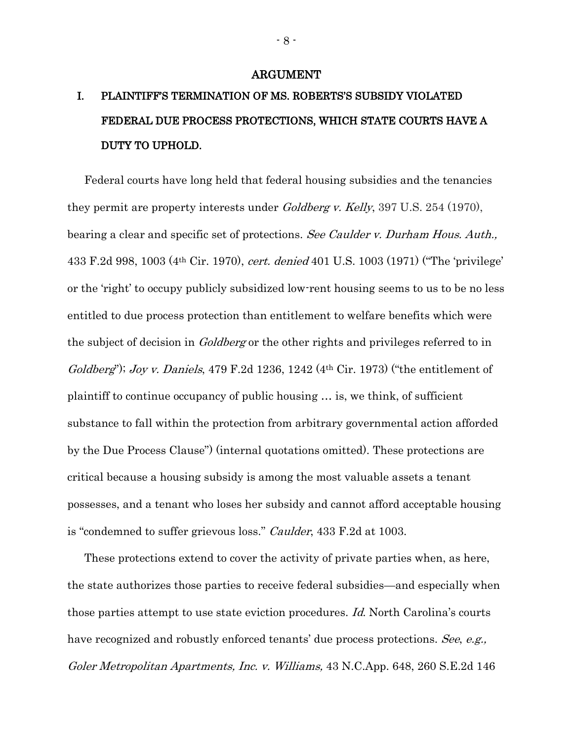# ARGUMENT

## I. PLAINTIFF'S TERMINATION OF MS. ROBERTS'S SUBSIDY VIOLATED FEDERAL DUE PROCESS PROTECTIONS, WHICH STATE COURTS HAVE A DUTY TO UPHOLD.

Federal courts have long held that federal housing subsidies and the tenancies they permit are property interests under *Goldberg v. Kelly*, 397 U.S. 254 (1970), bearing a clear and specific set of protections. *See Caulder v. Durham Hous. Auth.,* 433 F.2d 998, 1003 (4th Cir. 1970), *cert. denied* 401 U.S. 1003 (1971) ("The 'privilege' or the 'right' to occupy publicly subsidized low-rent housing seems to us to be no less entitled to due process protection than entitlement to welfare benefits which were the subject of decision in *Goldberg* or the other rights and privileges referred to in *Goldberg*"); *Joy v. Daniels*, 479 F.2d 1236, 1242 (4th Cir. 1973) ("the entitlement of plaintiff to continue occupancy of public housing … is, we think, of sufficient substance to fall within the protection from arbitrary governmental action afforded by the Due Process Clause") (internal quotations omitted). These protections are critical because a housing subsidy is among the most valuable assets a tenant possesses, and a tenant who loses her subsidy and cannot afford acceptable housing is "condemned to suffer grievous loss." *Caulder*, 433 F.2d at 1003.

These protections extend to cover the activity of private parties when, as here, the state authorizes those parties to receive federal subsidies—and especially when those parties attempt to use state eviction procedures. *Id.* North Carolina's courts have recognized and robustly enforced tenants' due process protections. *See*, *e.g.,* *Goler Metropolitan Apartments, Inc. v. Williams,* 43 N.C.App. 648, 260 S.E.2d 146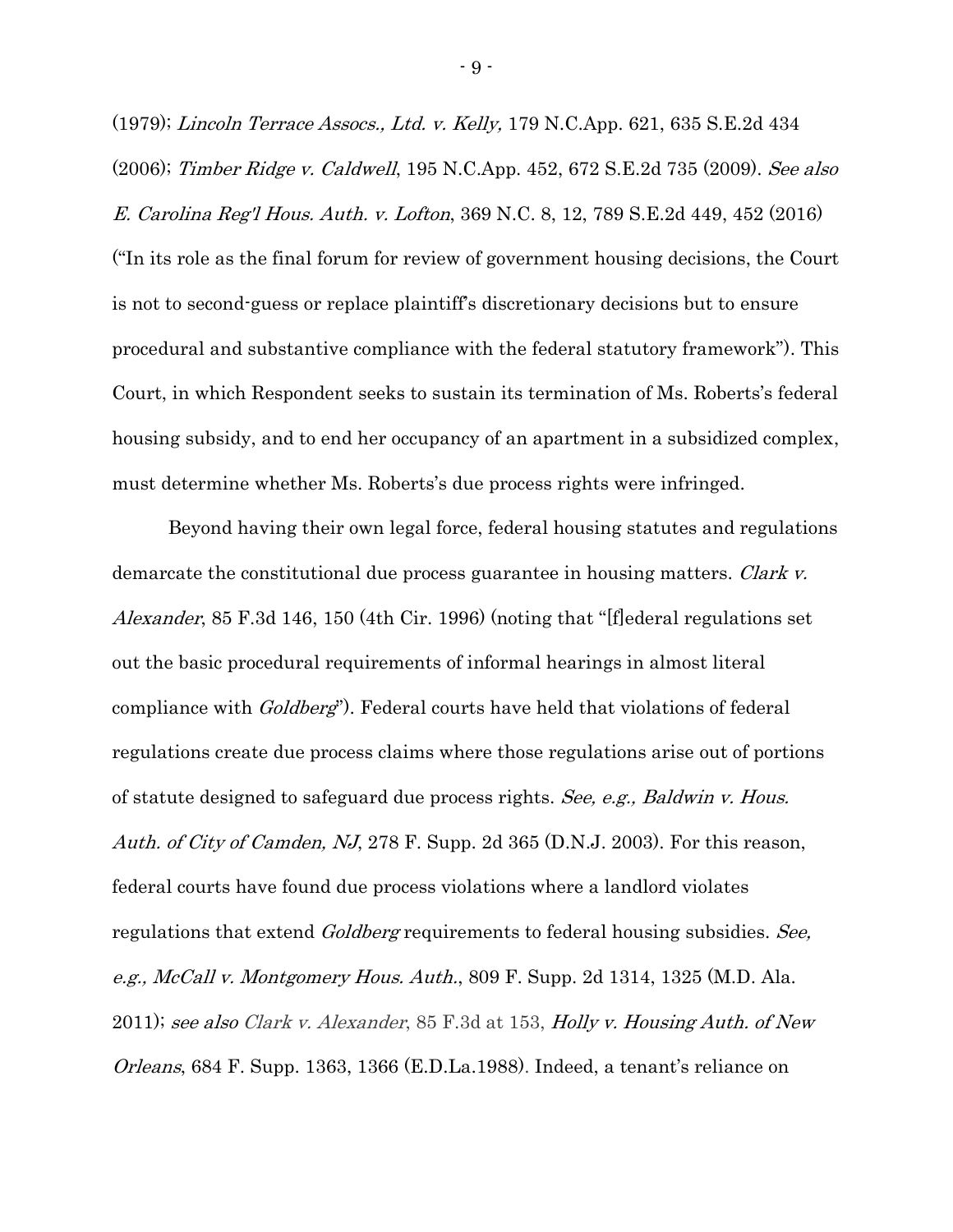(1979); *Lincoln Terrace Assocs., Ltd. v. Kelly,* 179 N.C.App. 621, 635 S.E.2d 434 (2006); *Timber Ridge v. Caldwell*, 195 N.C.App. 452, 672 S.E.2d 735 (2009). *See also E. Carolina Reg'l Hous. Auth. v. Lofton*, 369 N.C. 8, 12, 789 S.E.2d 449, 452 (2016) ("In its role as the final forum for review of government housing decisions, the Court is not to second-guess or replace plaintiff's discretionary decisions but to ensure procedural and substantive compliance with the federal statutory framework"). This Court, in which Respondent seeks to sustain its termination of Ms. Roberts's federal housing subsidy, and to end her occupancy of an apartment in a subsidized complex, must determine whether Ms. Roberts's due process rights were infringed.

Beyond having their own legal force, federal housing statutes and regulations demarcate the constitutional due process guarantee in housing matters. *Clark v. Alexander*, 85 F.3d 146, 150 (4th Cir. 1996) (noting that "[f]ederal regulations set out the basic procedural requirements of informal hearings in almost literal compliance with *Goldberg*"). Federal courts have held that violations of federal regulations create due process claims where those regulations arise out of portions of statute designed to safeguard due process rights. *See, e.g., Baldwin v. Hous. Auth. of City of Camden, NJ*, 278 F. Supp. 2d 365 (D.N.J. 2003). For this reason, federal courts have found due process violations where a landlord violates regulations that extend *Goldberg* requirements to federal housing subsidies. *See, e.g., McCall v. Montgomery Hous. Auth.*, 809 F. Supp. 2d 1314, 1325 (M.D. Ala. 2011); *see also Clark v. Alexander*, 85 F.3d at 153, *Holly v. Housing Auth. of New Orleans*, 684 F. Supp. 1363, 1366 (E.D.La.1988). Indeed, a tenant's reliance on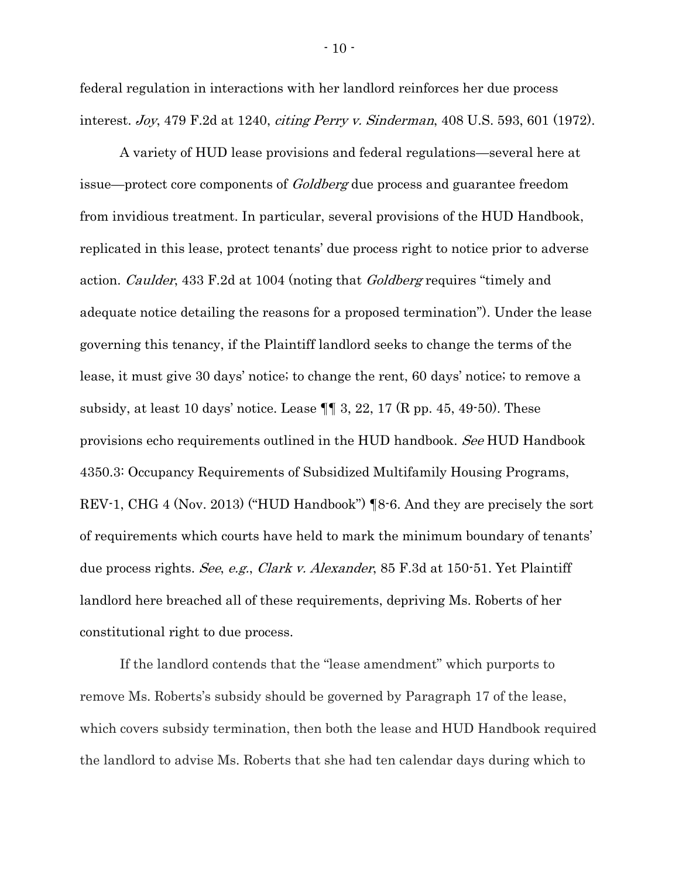federal regulation in interactions with her landlord reinforces her due process interest. *Joy*, 479 F.2d at 1240, *citing Perry v. Sinderman*, 408 U.S. 593, 601 (1972).

A variety of HUD lease provisions and federal regulations—several here at issue—protect core components of *Goldberg* due process and guarantee freedom from invidious treatment. In particular, several provisions of the HUD Handbook, replicated in this lease, protect tenants' due process right to notice prior to adverse action. *Caulder*, 433 F.2d at 1004 (noting that *Goldberg* requires "timely and adequate notice detailing the reasons for a proposed termination"). Under the lease governing this tenancy, if the Plaintiff landlord seeks to change the terms of the lease, it must give 30 days' notice; to change the rent, 60 days' notice; to remove a subsidy, at least 10 days' notice. Lease ¶¶ 3, 22, 17 (R pp. 45, 49-50). These provisions echo requirements outlined in the HUD handbook. *See* HUD Handbook 4350.3: Occupancy Requirements of Subsidized Multifamily Housing Programs, REV-1, CHG 4 (Nov. 2013) ("HUD Handbook") ¶8-6. And they are precisely the sort of requirements which courts have held to mark the minimum boundary of tenants' due process rights. *See*, *e.g.*, *Clark v. Alexander*, 85 F.3d at 150-51. Yet Plaintiff landlord here breached all of these requirements, depriving Ms. Roberts of her constitutional right to due process.

If the landlord contends that the "lease amendment" which purports to remove Ms. Roberts's subsidy should be governed by Paragraph 17 of the lease, which covers subsidy termination, then both the lease and HUD Handbook required the landlord to advise Ms. Roberts that she had ten calendar days during which to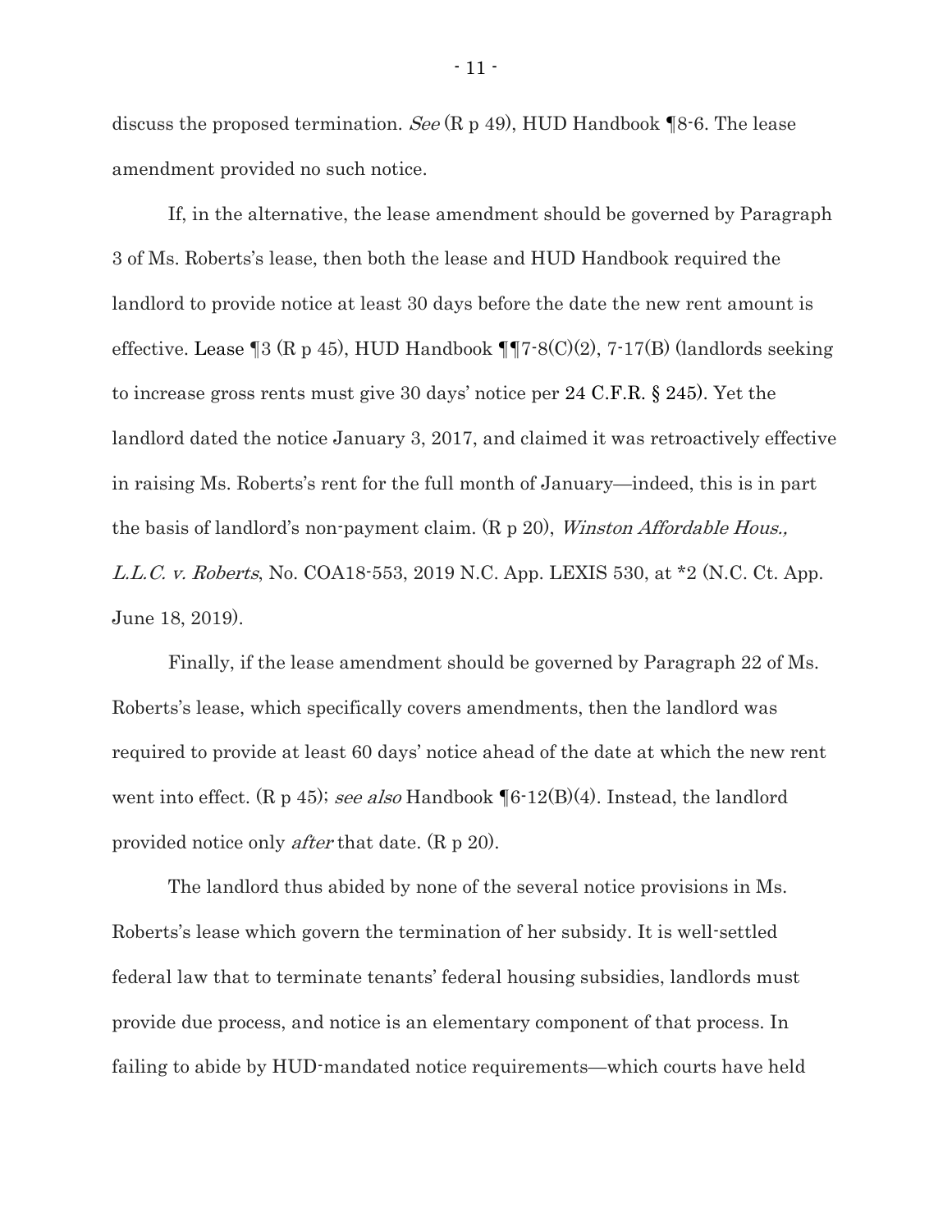discuss the proposed termination. *See* (R p 49), HUD Handbook ¶8-6. The lease amendment provided no such notice.

If, in the alternative, the lease amendment should be governed by Paragraph 3 of Ms. Roberts's lease, then both the lease and HUD Handbook required the landlord to provide notice at least 30 days before the date the new rent amount is effective. Lease ¶3 (R p 45), HUD Handbook ¶¶7-8(C)(2), 7-17(B) (landlords seeking to increase gross rents must give 30 days' notice per 24 C.F.R. § 245). Yet the landlord dated the notice January 3, 2017, and claimed it was retroactively effective in raising Ms. Roberts's rent for the full month of January—indeed, this is in part the basis of landlord's non-payment claim. (R p 20), *Winston Affordable Hous., L.L.C. v. Roberts*, No. COA18-553, 2019 N.C. App. LEXIS 530, at *2 (N.C. Ct. App. June 18, 2019).

Finally, if the lease amendment should be governed by Paragraph 22 of Ms. Roberts's lease, which specifically covers amendments, then the landlord was required to provide at least 60 days' notice ahead of the date at which the new rent went into effect. (R p 45); *see also* Handbook ¶6-12(B)(4). Instead, the landlord provided notice only *after* that date. (R p 20).

The landlord thus abided by none of the several notice provisions in Ms. Roberts's lease which govern the termination of her subsidy. It is well-settled federal law that to terminate tenants' federal housing subsidies, landlords must provide due process, and notice is an elementary component of that process. In failing to abide by HUD-mandated notice requirements—which courts have held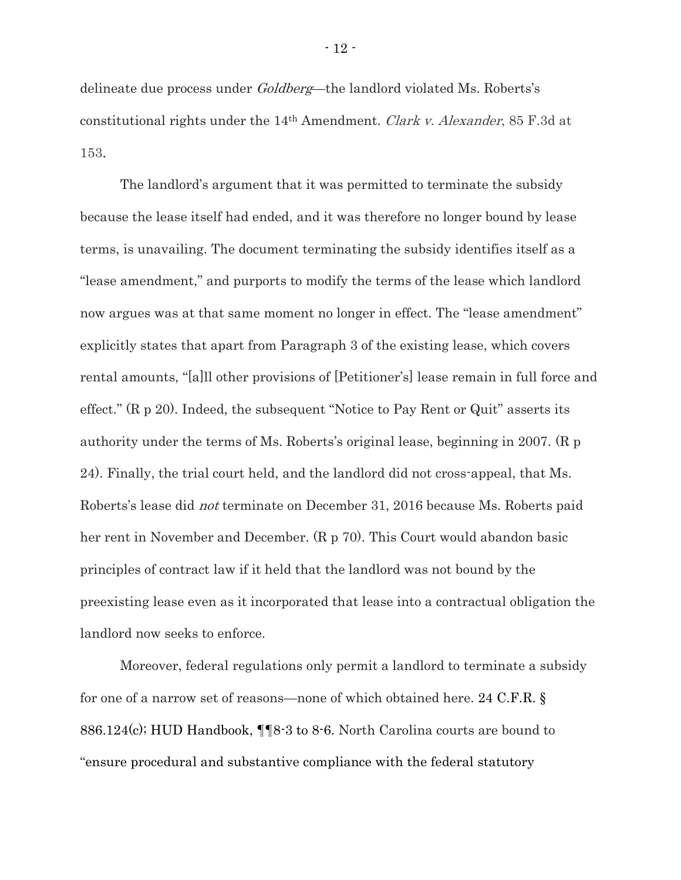delineate due process under *Goldberg*—the landlord violated Ms. Roberts's constitutional rights under the 14th Amendment. *Clark v. Alexander*, 85 F.3d at 153.

The landlord's argument that it was permitted to terminate the subsidy because the lease itself had ended, and it was therefore no longer bound by lease terms, is unavailing. The document terminating the subsidy identifies itself as a "lease amendment," and purports to modify the terms of the lease which landlord now argues was at that same moment no longer in effect. The "lease amendment" explicitly states that apart from Paragraph 3 of the existing lease, which covers rental amounts, "[a]ll other provisions of [Petitioner's] lease remain in full force and effect." (R p 20). Indeed, the subsequent "Notice to Pay Rent or Quit" asserts its authority under the terms of Ms. Roberts's original lease, beginning in 2007. (R p 24). Finally, the trial court held, and the landlord did not cross-appeal, that Ms. Roberts's lease did *not* terminate on December 31, 2016 because Ms. Roberts paid her rent in November and December. (R p 70). This Court would abandon basic principles of contract law if it held that the landlord was not bound by the preexisting lease even as it incorporated that lease into a contractual obligation the landlord now seeks to enforce.

Moreover, federal regulations only permit a landlord to terminate a subsidy for one of a narrow set of reasons—none of which obtained here. 24 C.F.R. § 886.124(c); HUD Handbook, ¶¶8-3 to 8-6. North Carolina courts are bound to "ensure procedural and substantive compliance with the federal statutory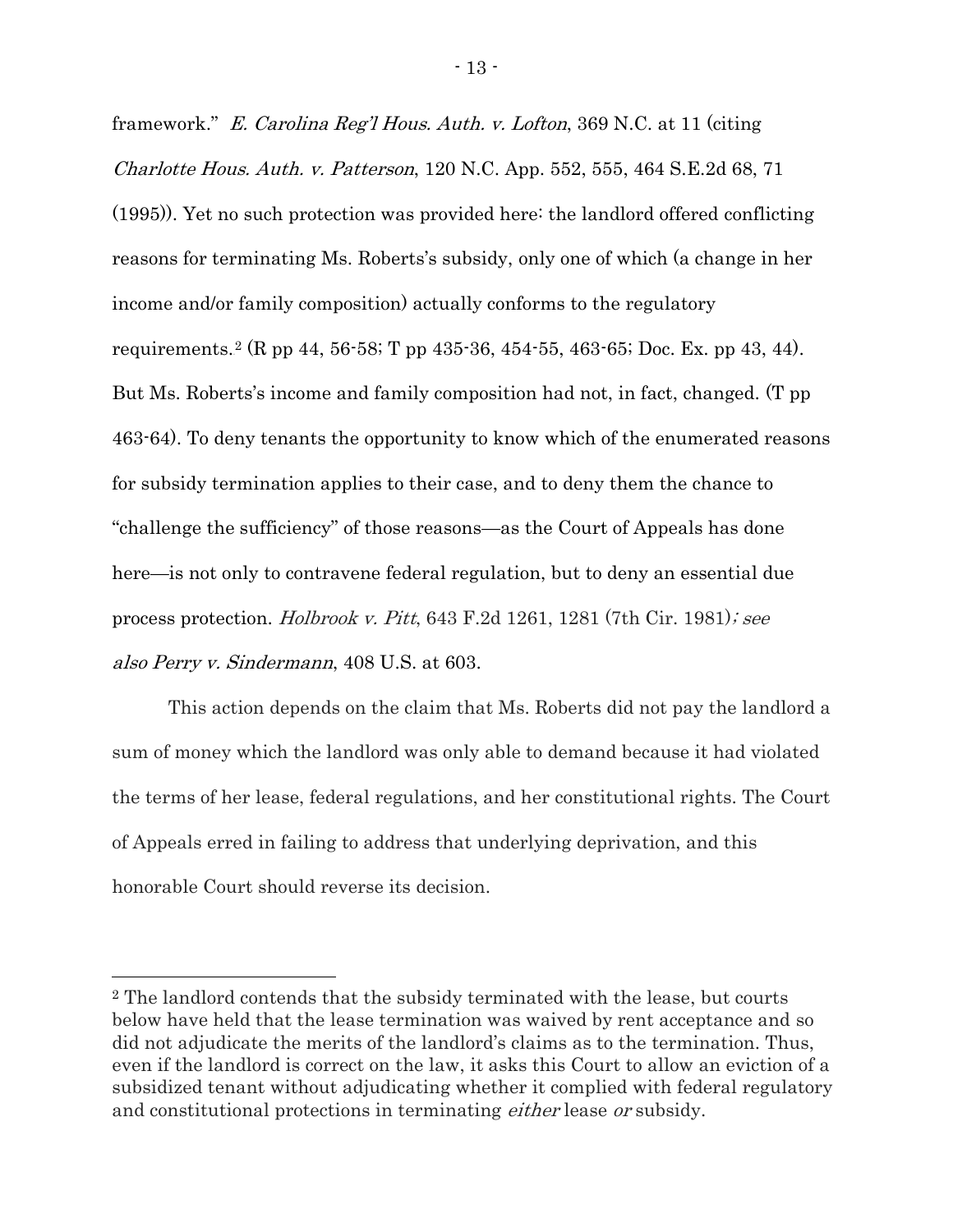framework." *E. Carolina Reg'l Hous. Auth. v. Lofton*, 369 N.C. at 11 (citing *Charlotte Hous. Auth. v. Patterson*, 120 N.C. App. 552, 555, 464 S.E.2d 68, 71 (1995)). Yet no such protection was provided here: the landlord offered conflicting reasons for terminating Ms. Roberts's subsidy, only one of which (a change in her income and/or family composition) actually conforms to the regulatory requirements.[2] (R pp 44, 56-58; T pp 435-36, 454-55, 463-65; Doc. Ex. pp 43, 44). But Ms. Roberts's income and family composition had not, in fact, changed. (T pp 463-64). To deny tenants the opportunity to know which of the enumerated reasons for subsidy termination applies to their case, and to deny them the chance to "challenge the sufficiency" of those reasons—as the Court of Appeals has done here—is not only to contravene federal regulation, but to deny an essential due process protection. *Holbrook v. Pitt*, 643 F.2d 1261, 1281 (7th Cir. 1981); *see also Perry v. Sindermann*, 408 U.S. at 603.

This action depends on the claim that Ms. Roberts did not pay the landlord a sum of money which the landlord was only able to demand because it had violated the terms of her lease, federal regulations, and her constitutional rights. The Court of Appeals erred in failing to address that underlying deprivation, and this honorable Court should reverse its decision.

---

[2] The landlord contends that the subsidy terminated with the lease, but courts below have held that the lease termination was waived by rent acceptance and so did not adjudicate the merits of the landlord's claims as to the termination. Thus, even if the landlord is correct on the law, it asks this Court to allow an eviction of a subsidized tenant without adjudicating whether it complied with federal regulatory and constitutional protections in terminating *either* lease *or* subsidy.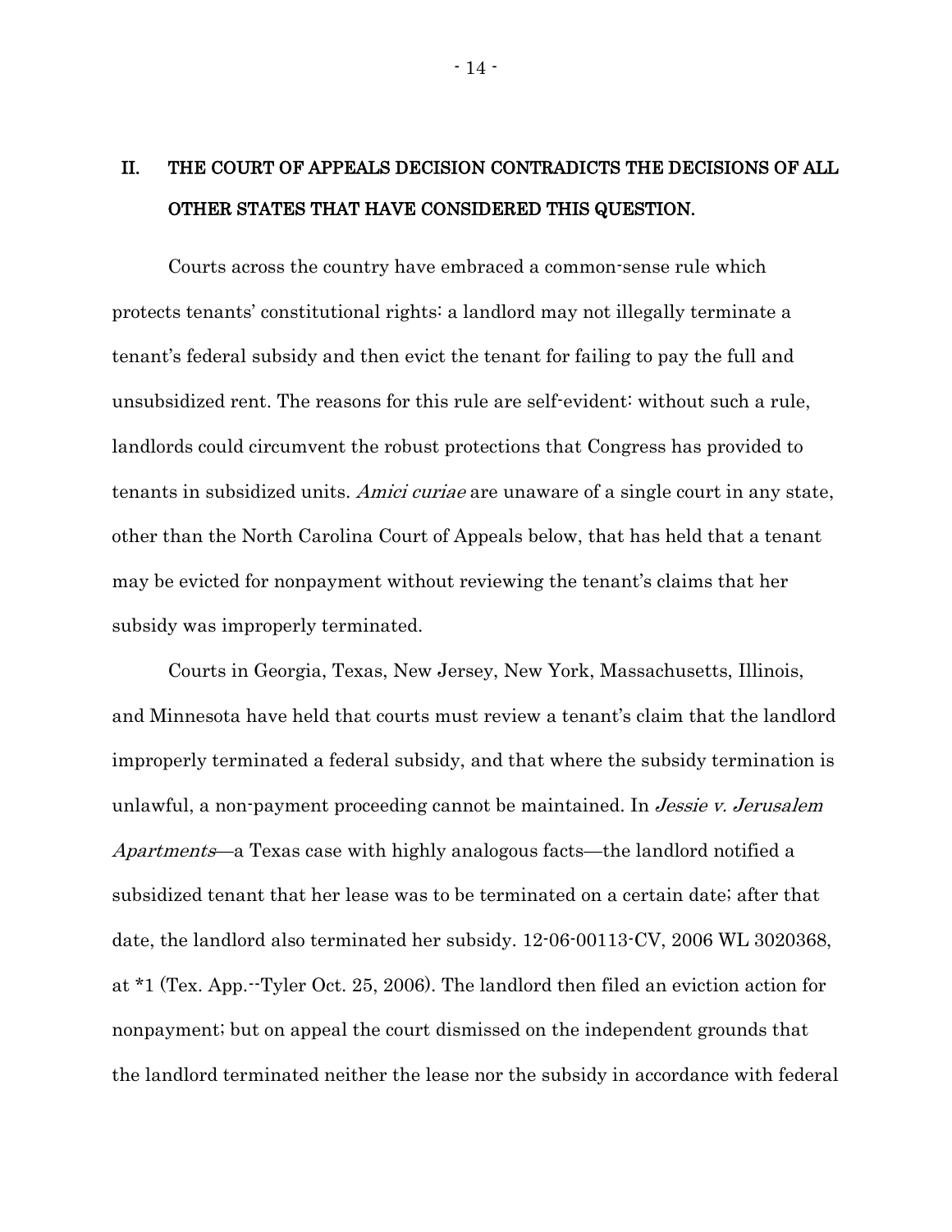## II. THE COURT OF APPEALS DECISION CONTRADICTS THE DECISIONS OF ALL OTHER STATES THAT HAVE CONSIDERED THIS QUESTION.

Courts across the country have embraced a common-sense rule which protects tenants' constitutional rights: a landlord may not illegally terminate a tenant's federal subsidy and then evict the tenant for failing to pay the full and unsubsidized rent. The reasons for this rule are self-evident: without such a rule, landlords could circumvent the robust protections that Congress has provided to tenants in subsidized units. *Amici curiae* are unaware of a single court in any state, other than the North Carolina Court of Appeals below, that has held that a tenant may be evicted for nonpayment without reviewing the tenant's claims that her subsidy was improperly terminated.

Courts in Georgia, Texas, New Jersey, New York, Massachusetts, Illinois, and Minnesota have held that courts must review a tenant's claim that the landlord improperly terminated a federal subsidy, and that where the subsidy termination is unlawful, a non-payment proceeding cannot be maintained. In *Jessie v. Jerusalem Apartments*—a Texas case with highly analogous facts—the landlord notified a subsidized tenant that her lease was to be terminated on a certain date; after that date, the landlord also terminated her subsidy. 12-06-00113-CV, 2006 WL 3020368, at *1 (Tex. App.--Tyler Oct. 25, 2006). The landlord then filed an eviction action for nonpayment; but on appeal the court dismissed on the independent grounds that the landlord terminated neither the lease nor the subsidy in accordance with federal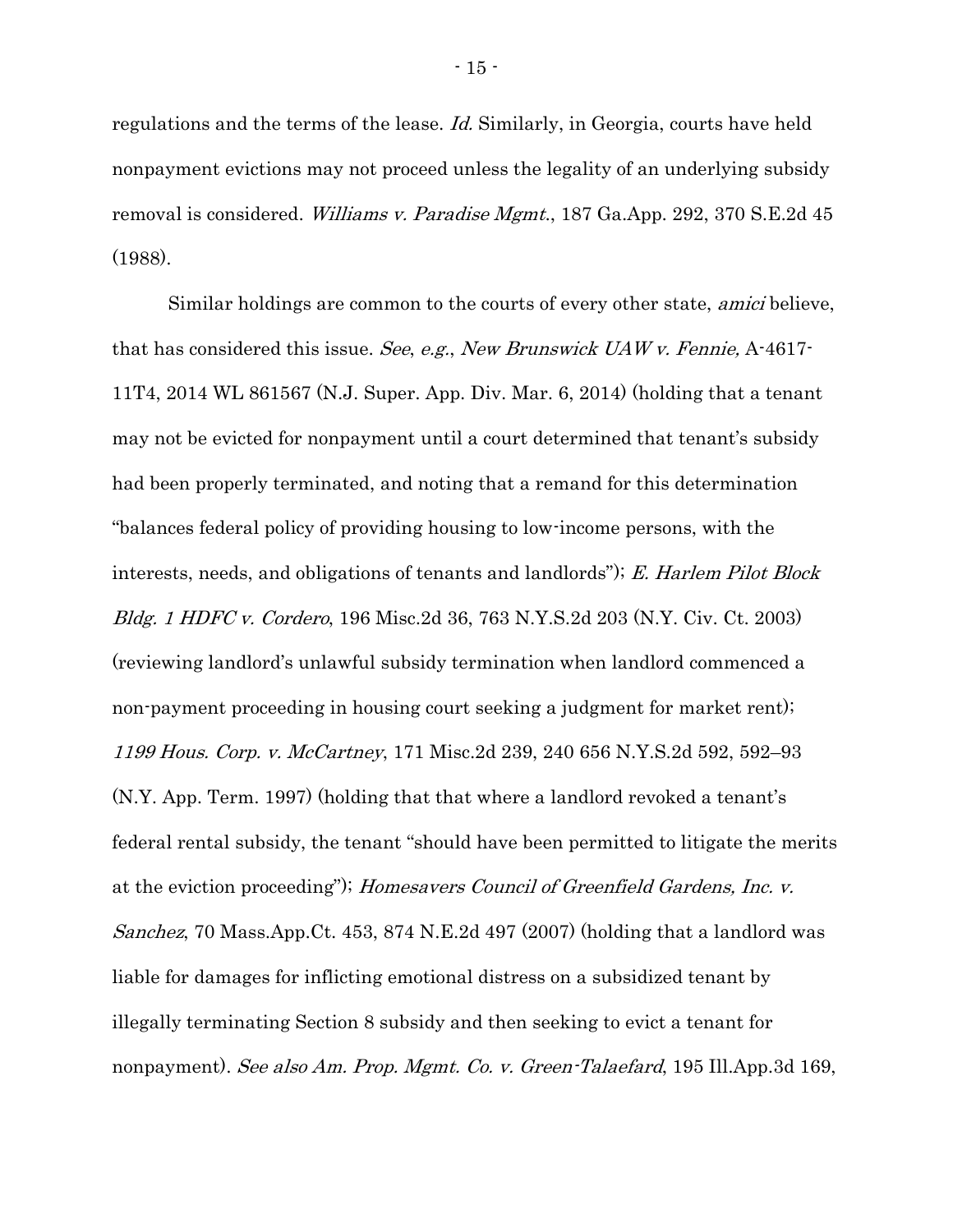regulations and the terms of the lease. *Id.* Similarly, in Georgia, courts have held nonpayment evictions may not proceed unless the legality of an underlying subsidy removal is considered. *Williams v. Paradise Mgmt.*, 187 Ga.App. 292, 370 S.E.2d 45 (1988).

Similar holdings are common to the courts of every other state, *amici* believe, that has considered this issue. *See*, *e.g.*, *New Brunswick UAW v. Fennie,* A-4617-11T4, 2014 WL 861567 (N.J. Super. App. Div. Mar. 6, 2014) (holding that a tenant may not be evicted for nonpayment until a court determined that tenant's subsidy had been properly terminated, and noting that a remand for this determination "balances federal policy of providing housing to low-income persons, with the interests, needs, and obligations of tenants and landlords"); *E. Harlem Pilot Block Bldg. 1 HDFC v. Cordero*, 196 Misc.2d 36, 763 N.Y.S.2d 203 (N.Y. Civ. Ct. 2003) (reviewing landlord's unlawful subsidy termination when landlord commenced a non-payment proceeding in housing court seeking a judgment for market rent); *1199 Hous. Corp. v. McCartney*, 171 Misc.2d 239, 240 656 N.Y.S.2d 592, 592–93 (N.Y. App. Term. 1997) (holding that that where a landlord revoked a tenant's federal rental subsidy, the tenant "should have been permitted to litigate the merits at the eviction proceeding"); *Homesavers Council of Greenfield Gardens, Inc. v. Sanchez*, 70 Mass.App.Ct. 453, 874 N.E.2d 497 (2007) (holding that a landlord was liable for damages for inflicting emotional distress on a subsidized tenant by illegally terminating Section 8 subsidy and then seeking to evict a tenant for nonpayment). *See also Am. Prop. Mgmt. Co. v. Green-Talaefard*, 195 Ill.App.3d 169,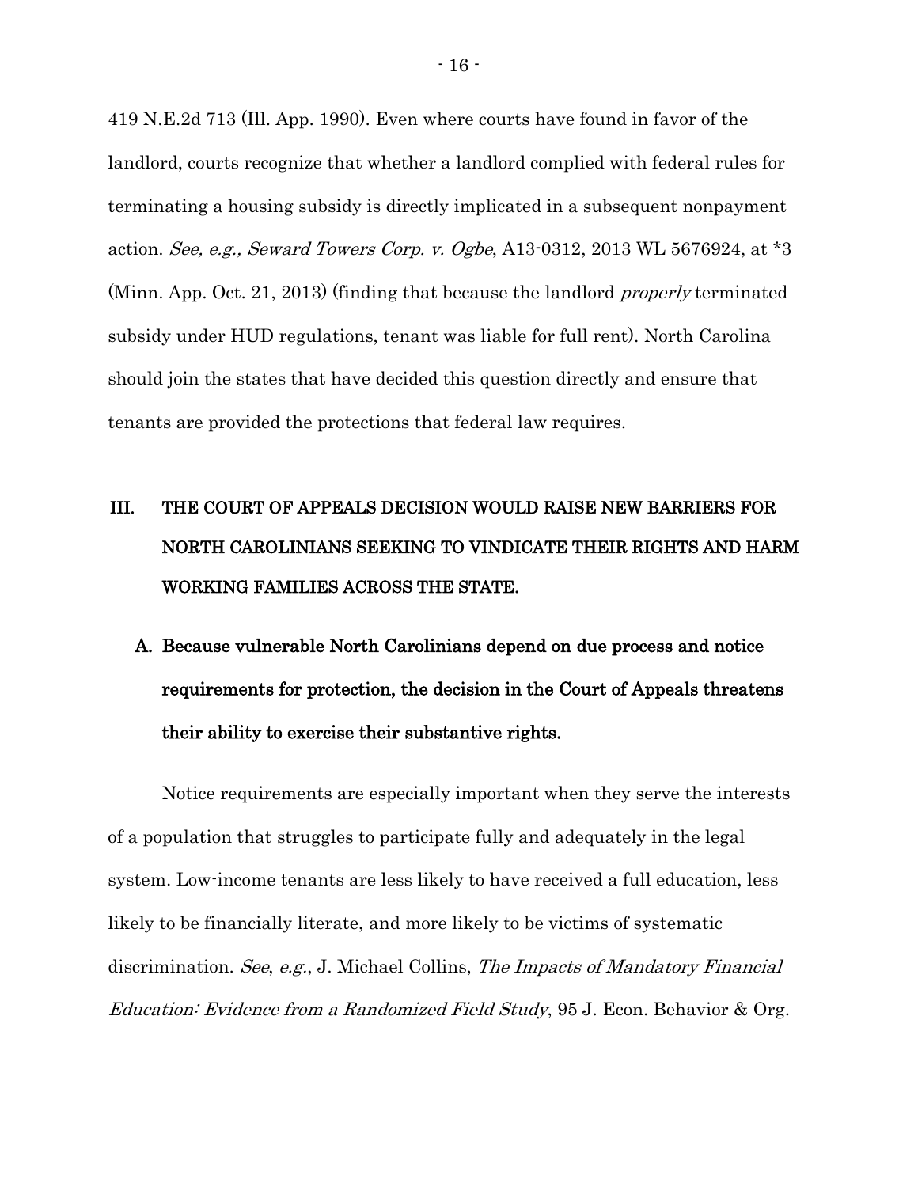419 N.E.2d 713 (Ill. App. 1990). Even where courts have found in favor of the landlord, courts recognize that whether a landlord complied with federal rules for terminating a housing subsidy is directly implicated in a subsequent nonpayment action. *See, e.g., Seward Towers Corp. v. Ogbe*, A13-0312, 2013 WL 5676924, at *3 (Minn. App. Oct. 21, 2013) (finding that because the landlord *properly* terminated subsidy under HUD regulations, tenant was liable for full rent). North Carolina should join the states that have decided this question directly and ensure that tenants are provided the protections that federal law requires.

## III. THE COURT OF APPEALS DECISION WOULD RAISE NEW BARRIERS FOR NORTH CAROLINIANS SEEKING TO VINDICATE THEIR RIGHTS AND HARM WORKING FAMILIES ACROSS THE STATE.

### A. Because vulnerable North Carolinians depend on due process and notice requirements for protection, the decision in the Court of Appeals threatens their ability to exercise their substantive rights.

Notice requirements are especially important when they serve the interests of a population that struggles to participate fully and adequately in the legal system. Low-income tenants are less likely to have received a full education, less likely to be financially literate, and more likely to be victims of systematic discrimination. *See*, *e.g.*, J. Michael Collins, *The Impacts of Mandatory Financial Education: Evidence from a Randomized Field Study*, 95 J. Econ. Behavior & Org.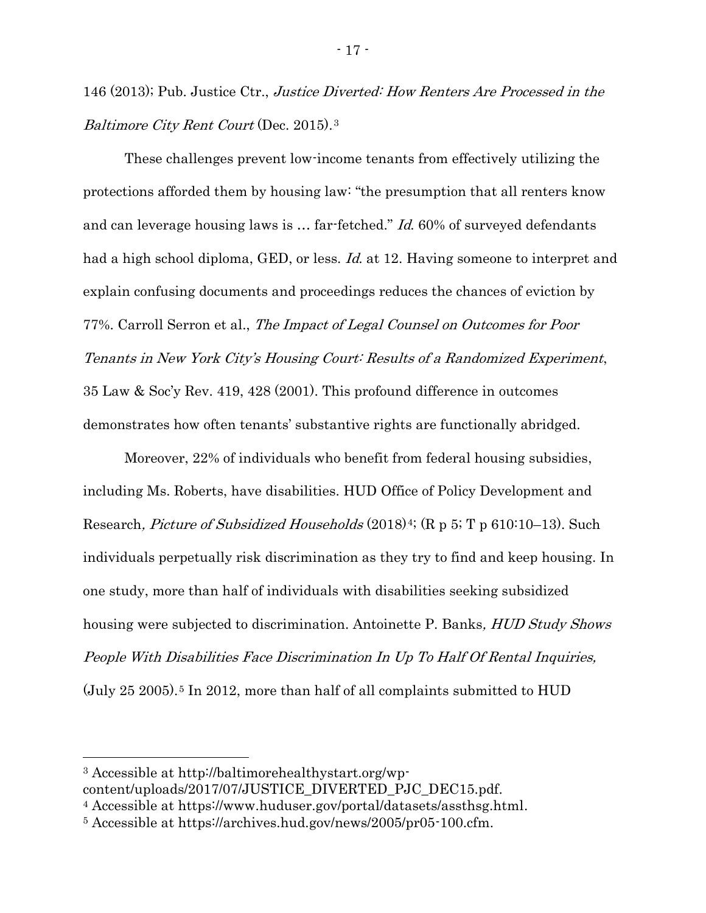146 (2013); Pub. Justice Ctr., *Justice Diverted: How Renters Are Processed in the Baltimore City Rent Court* (Dec. 2015).[3]

These challenges prevent low-income tenants from effectively utilizing the protections afforded them by housing law: "the presumption that all renters know and can leverage housing laws is … far-fetched." *Id.* 60% of surveyed defendants had a high school diploma, GED, or less. *Id.* at 12. Having someone to interpret and explain confusing documents and proceedings reduces the chances of eviction by 77%. Carroll Serron et al., *The Impact of Legal Counsel on Outcomes for Poor Tenants in New York City's Housing Court: Results of a Randomized Experiment*, 35 Law & Soc'y Rev. 419, 428 (2001). This profound difference in outcomes demonstrates how often tenants' substantive rights are functionally abridged.

Moreover, 22% of individuals who benefit from federal housing subsidies, including Ms. Roberts, have disabilities. HUD Office of Policy Development and Research*, Picture of Subsidized Households* (2018)[4]; (R p 5; T p 610:10–13). Such individuals perpetually risk discrimination as they try to find and keep housing. In one study, more than half of individuals with disabilities seeking subsidized housing were subjected to discrimination. Antoinette P. Banks*, HUD Study Shows People With Disabilities Face Discrimination In Up To Half Of Rental Inquiries,* (July 25 2005).[5] In 2012, more than half of all complaints submitted to HUD

---

[3] Accessible at http://baltimorehealthystart.org/wp-content/uploads/2017/07/JUSTICE_DIVERTED_PJC_DEC15.pdf.

[4] Accessible at https://www.huduser.gov/portal/datasets/assthsg.html.

[5] Accessible at https://archives.hud.gov/news/2005/pr05-100.cfm.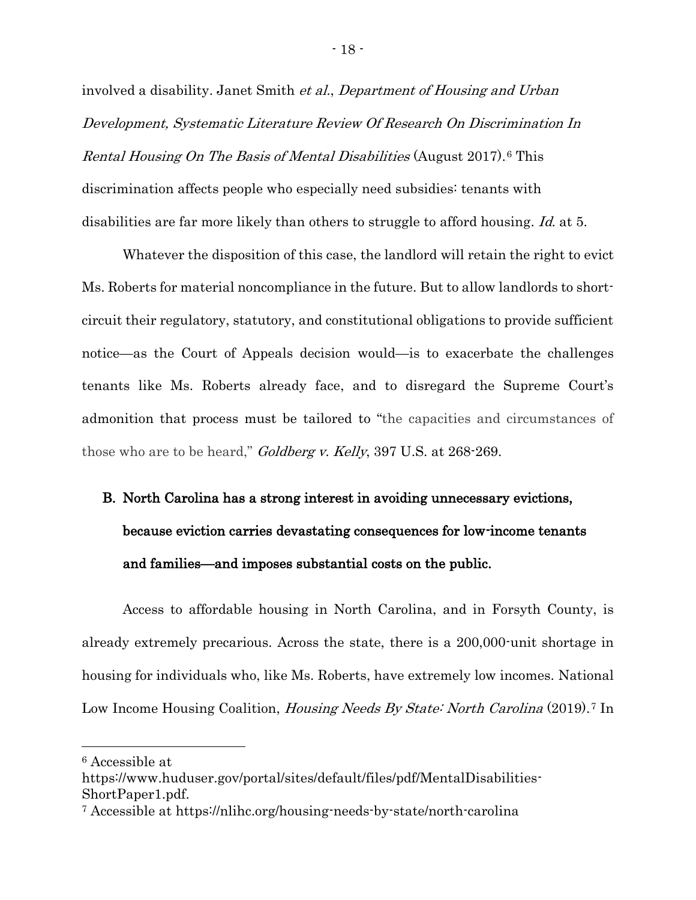involved a disability. Janet Smith *et al.*, *Department of Housing and Urban Development, Systematic Literature Review Of Research On Discrimination In Rental Housing On The Basis of Mental Disabilities* (August 2017).[6] This discrimination affects people who especially need subsidies: tenants with disabilities are far more likely than others to struggle to afford housing. *Id.* at 5.

Whatever the disposition of this case, the landlord will retain the right to evict Ms. Roberts for material noncompliance in the future. But to allow landlords to short-circuit their regulatory, statutory, and constitutional obligations to provide sufficient notice—as the Court of Appeals decision would—is to exacerbate the challenges tenants like Ms. Roberts already face, and to disregard the Supreme Court's admonition that process must be tailored to "the capacities and circumstances of those who are to be heard," *Goldberg v. Kelly*, 397 U.S. at 268-269.

### B. North Carolina has a strong interest in avoiding unnecessary evictions, because eviction carries devastating consequences for low-income tenants and families—and imposes substantial costs on the public.

Access to affordable housing in North Carolina, and in Forsyth County, is already extremely precarious. Across the state, there is a 200,000-unit shortage in housing for individuals who, like Ms. Roberts, have extremely low incomes. National Low Income Housing Coalition, *Housing Needs By State: North Carolina* (2019).[7] In

---

[6] Accessible at https://www.huduser.gov/portal/sites/default/files/pdf/MentalDisabilities-ShortPaper1.pdf.

[7] Accessible at https://nlihc.org/housing-needs-by-state/north-carolina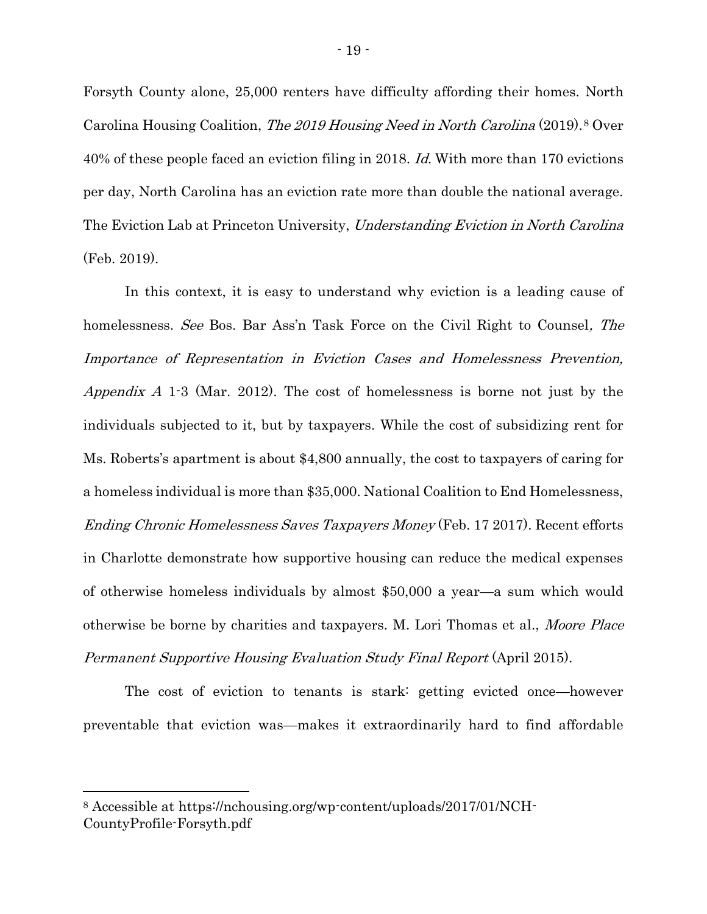Forsyth County alone, 25,000 renters have difficulty affording their homes. North Carolina Housing Coalition, *The 2019 Housing Need in North Carolina* (2019).[8] Over 40% of these people faced an eviction filing in 2018. *Id.* With more than 170 evictions per day, North Carolina has an eviction rate more than double the national average. The Eviction Lab at Princeton University, *Understanding Eviction in North Carolina* (Feb. 2019).

In this context, it is easy to understand why eviction is a leading cause of homelessness. *See* Bos. Bar Ass'n Task Force on the Civil Right to Counsel*, The Importance of Representation in Eviction Cases and Homelessness Prevention, Appendix A* 1-3 (Mar. 2012). The cost of homelessness is borne not just by the individuals subjected to it, but by taxpayers. While the cost of subsidizing rent for Ms. Roberts's apartment is about $4,800 annually, the cost to taxpayers of caring for a homeless individual is more than $35,000. National Coalition to End Homelessness, *Ending Chronic Homelessness Saves Taxpayers Money* (Feb. 17 2017). Recent efforts in Charlotte demonstrate how supportive housing can reduce the medical expenses of otherwise homeless individuals by almost $50,000 a year—a sum which would otherwise be borne by charities and taxpayers. M. Lori Thomas et al., *Moore Place Permanent Supportive Housing Evaluation Study Final Report* (April 2015).

The cost of eviction to tenants is stark: getting evicted once—however preventable that eviction was—makes it extraordinarily hard to find affordable

---

[8] Accessible at https://nchousing.org/wp-content/uploads/2017/01/NCH-CountyProfile-Forsyth.pdf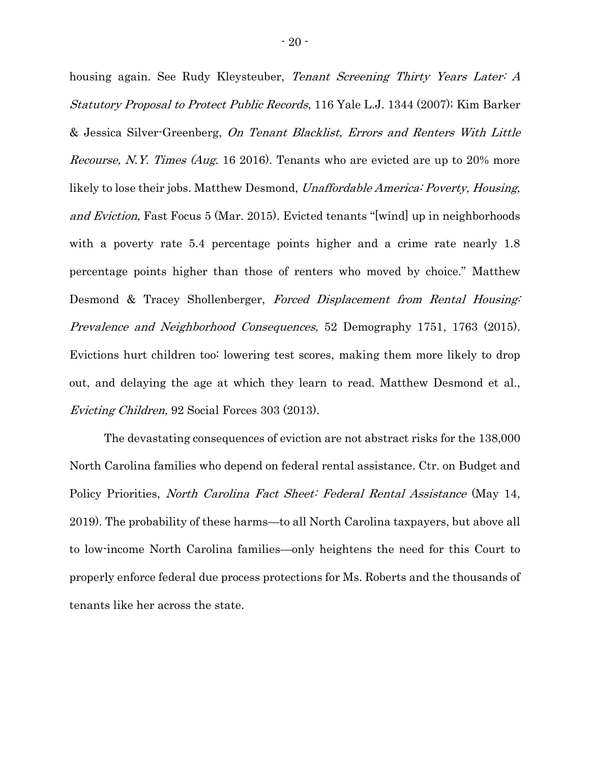housing again. See Rudy Kleysteuber, *Tenant Screening Thirty Years Later: A Statutory Proposal to Protect Public Records*, 116 Yale L.J. 1344 (2007); Kim Barker & Jessica Silver-Greenberg, *On Tenant Blacklist, Errors and Renters With Little Recourse, N.Y. Times (Aug*. 16 2016). Tenants who are evicted are up to 20% more likely to lose their jobs. Matthew Desmond, *Unaffordable America: Poverty, Housing, and Eviction,* Fast Focus 5 (Mar. 2015). Evicted tenants "[wind] up in neighborhoods with a poverty rate 5.4 percentage points higher and a crime rate nearly 1.8 percentage points higher than those of renters who moved by choice." Matthew Desmond & Tracey Shollenberger, *Forced Displacement from Rental Housing: Prevalence and Neighborhood Consequences,* 52 Demography 1751, 1763 (2015). Evictions hurt children too: lowering test scores, making them more likely to drop out, and delaying the age at which they learn to read. Matthew Desmond et al., *Evicting Children,* 92 Social Forces 303 (2013).

The devastating consequences of eviction are not abstract risks for the 138,000 North Carolina families who depend on federal rental assistance. Ctr. on Budget and Policy Priorities, *North Carolina Fact Sheet: Federal Rental Assistance* (May 14, 2019). The probability of these harms—to all North Carolina taxpayers, but above all to low-income North Carolina families—only heightens the need for this Court to properly enforce federal due process protections for Ms. Roberts and the thousands of tenants like her across the state.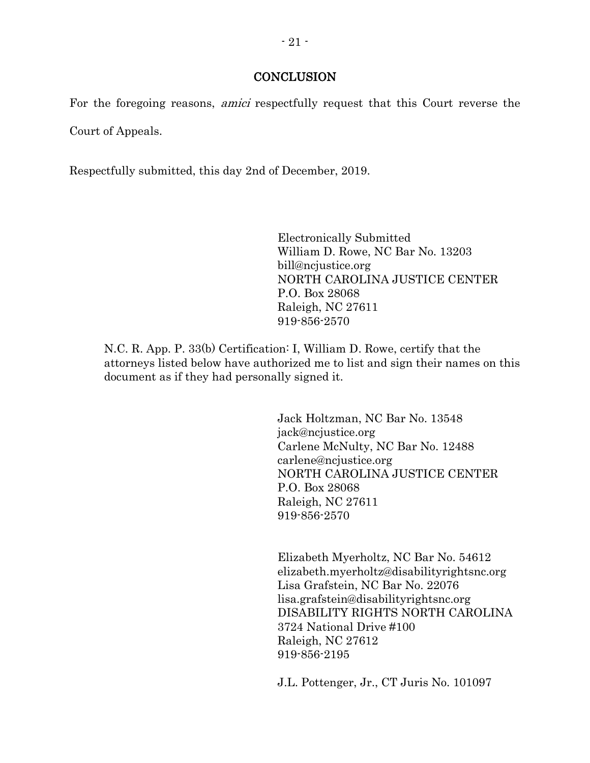## CONCLUSION

For the foregoing reasons, *amici* respectfully request that this Court reverse the Court of Appeals.

Respectfully submitted, this day 2nd of December, 2019.

Electronically Submitted
William D. Rowe, NC Bar No. 13203
bill@ncjustice.org
NORTH CAROLINA JUSTICE CENTER
P.O. Box 28068
Raleigh, NC 27611
919-856-2570

N.C. R. App. P. 33(b) Certification: I, William D. Rowe, certify that the attorneys listed below have authorized me to list and sign their names on this document as if they had personally signed it.

Jack Holtzman, NC Bar No. 13548
jack@ncjustice.org
Carlene McNulty, NC Bar No. 12488
carlene@ncjustice.org
NORTH CAROLINA JUSTICE CENTER
P.O. Box 28068
Raleigh, NC 27611
919-856-2570

Elizabeth Myerholtz, NC Bar No. 54612
elizabeth.myerholtz@disabilityrightsnc.org
Lisa Grafstein, NC Bar No. 22076
lisa.grafstein@disabilityrightsnc.org
DISABILITY RIGHTS NORTH CAROLINA
3724 National Drive #100
Raleigh, NC 27612
919-856-2195

J.L. Pottenger, Jr., CT Juris No. 101097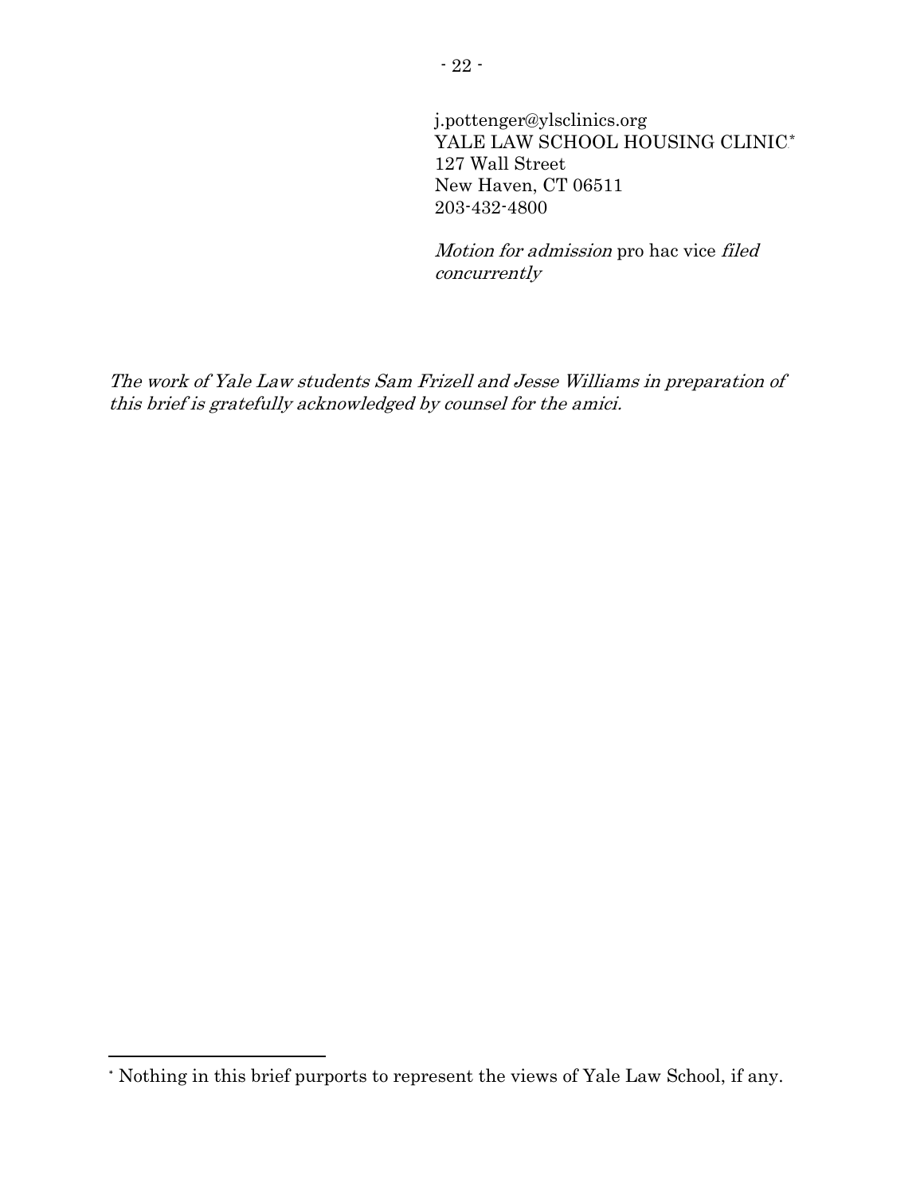j.pottenger@ylsclinics.org
YALE LAW SCHOOL HOUSING CLINIC*
127 Wall Street
New Haven, CT 06511
203-432-4800

*Motion for admission* pro hac vice *filed concurrently*

*The work of Yale Law students Sam Frizell and Jesse Williams in preparation of this brief is gratefully acknowledged by counsel for the amici.*

---

* Nothing in this brief purports to represent the views of Yale Law School, if any.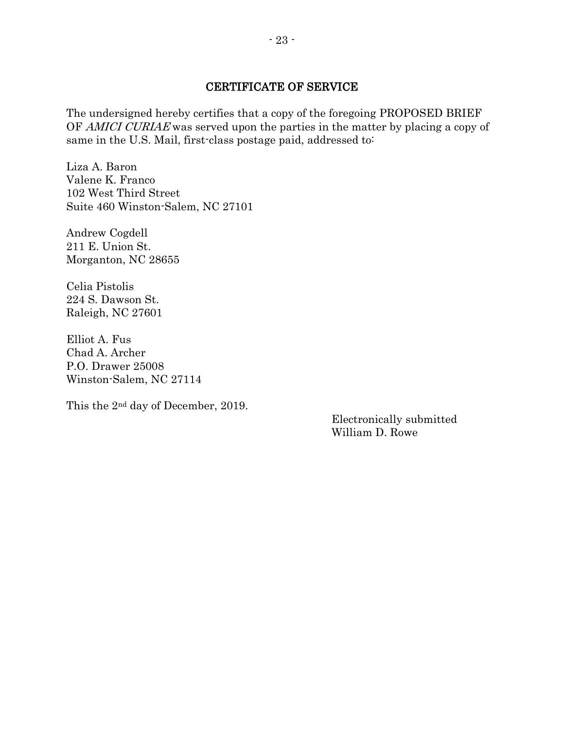## CERTIFICATE OF SERVICE

The undersigned hereby certifies that a copy of the foregoing PROPOSED BRIEF OF *AMICI CURIAE* was served upon the parties in the matter by placing a copy of same in the U.S. Mail, first-class postage paid, addressed to:

Liza A. Baron
Valene K. Franco
102 West Third Street
Suite 460 Winston-Salem, NC 27101

Andrew Cogdell
211 E. Union St.
Morganton, NC 28655

Celia Pistolis
224 S. Dawson St.
Raleigh, NC 27601

Elliot A. Fus
Chad A. Archer
P.O. Drawer 25008
Winston-Salem, NC 27114

This the 2nd day of December, 2019.

Electronically submitted
William D. Rowe